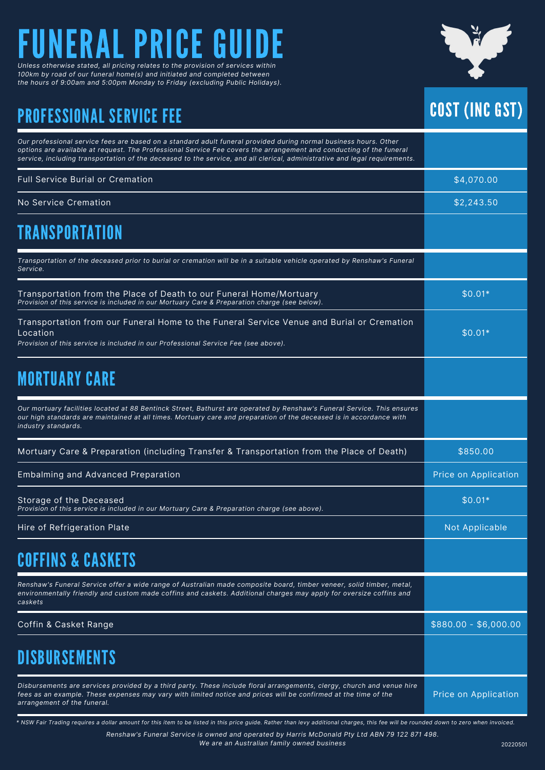# FUNERAL PRICE GUIDE

*Unless otherwise stated, all pricing relates to the provision of services within 100km by road of our funeral home(s) and initiated and completed between the hours of 9:00am and 5:00pm Monday to Friday (excluding Public Holidays).*

| PROFESSIONAL SERVICE FEE | COST (INC GST) |
|---|---|
| *Our professional service fees are based on a standard adult funeral provided during normal business hours. Other options are available at request. The Professional Service Fee covers the arrangement and conducting of the funeral service, including transportation of the deceased to the service, and all clerical, administrative and legal requirements.* | |
| Full Service Burial or Cremation | $4,070.00 |
| No Service Cremation | $2,243.50 |
| **TRANSPORTATION** | |
| *Transportation of the deceased prior to burial or cremation will be in a suitable vehicle operated by Renshaw's Funeral Service.* | |
| Transportation from the Place of Death to our Funeral Home/Mortuary<br>*Provision of this service is included in our Mortuary Care & Preparation charge (see below).* | $0.01* |
| Transportation from our Funeral Home to the Funeral Service Venue and Burial or Cremation Location<br>*Provision of this service is included in our Professional Service Fee (see above).* | $0.01* |
| **MORTUARY CARE** | |
| *Our mortuary facilities located at 88 Bentinck Street, Bathurst are operated by Renshaw's Funeral Service. This ensures our high standards are maintained at all times. Mortuary care and preparation of the deceased is in accordance with industry standards.* | |
| Mortuary Care & Preparation (including Transfer & Transportation from the Place of Death) | $850.00 |
| Embalming and Advanced Preparation | Price on Application |
| Storage of the Deceased<br>*Provision of this service is included in our Mortuary Care & Preparation charge (see above).* | $0.01* |
| Hire of Refrigeration Plate | Not Applicable |
| **COFFINS & CASKETS** | |
| *Renshaw's Funeral Service offer a wide range of Australian made composite board, timber veneer, solid timber, metal, environmentally friendly and custom made coffins and caskets. Additional charges may apply for oversize coffins and caskets* | |
| Coffin & Casket Range | $880.00 - $6,000.00 |
| **DISBURSEMENTS** | |
| *Disbursements are services provided by a third party. These include floral arrangements, clergy, church and venue hire fees as an example. These expenses may vary with limited notice and prices will be confirmed at the time of the arrangement of the funeral.* | Price on Application |

*\* NSW Fair Trading requires a dollar amount for this item to be listed in this price guide. Rather than levy additional charges, this fee will be rounded down to zero when invoiced.*

*Renshaw's Funeral Service is owned and operated by Harris McDonald Pty Ltd ABN 79 122 871 498.*
*We are an Australian family owned business*

20220501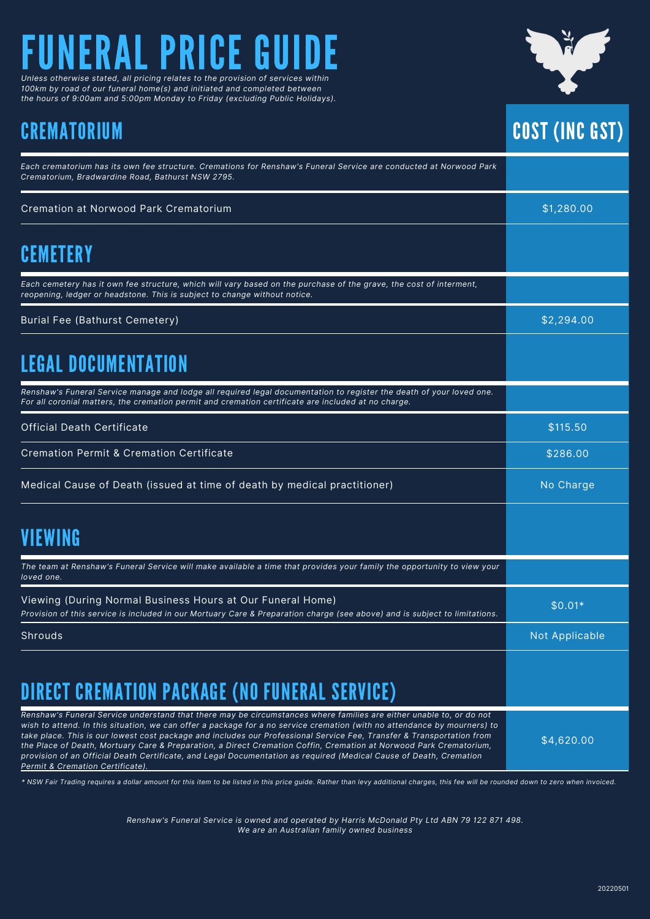# FUNERAL PRICE GUIDE

*Unless otherwise stated, all pricing relates to the provision of services within 100km by road of our funeral home(s) and initiated and completed between the hours of 9:00am and 5:00pm Monday to Friday (excluding Public Holidays).*

| CREMATORIUM | COST (INC GST) |
|---|---|
| *Each crematorium has its own fee structure. Cremations for Renshaw's Funeral Service are conducted at Norwood Park Crematorium, Bradwardine Road, Bathurst NSW 2795.* | |
| Cremation at Norwood Park Crematorium | $1,280.00 |

| CEMETERY | |
|---|---|
| *Each cemetery has it own fee structure, which will vary based on the purchase of the grave, the cost of interment, reopening, ledger or headstone. This is subject to change without notice.* | |
| Burial Fee (Bathurst Cemetery) | $2,294.00 |

| LEGAL DOCUMENTATION | |
|---|---|
| *Renshaw's Funeral Service manage and lodge all required legal documentation to register the death of your loved one. For all coronial matters, the cremation permit and cremation certificate are included at no charge.* | |
| Official Death Certificate | $115.50 |
| Cremation Permit & Cremation Certificate | $286.00 |
| Medical Cause of Death (issued at time of death by medical practitioner) | No Charge |

| VIEWING | |
|---|---|
| *The team at Renshaw's Funeral Service will make available a time that provides your family the opportunity to view your loved one.* | |
| Viewing (During Normal Business Hours at Our Funeral Home) *Provision of this service is included in our Mortuary Care & Preparation charge (see above) and is subject to limitations.* | $0.01* |
| Shrouds | Not Applicable |

| DIRECT CREMATION PACKAGE (NO FUNERAL SERVICE) | |
|---|---|
| *Renshaw's Funeral Service understand that there may be circumstances where families are either unable to, or do not wish to attend. In this situation, we can offer a package for a no service cremation (with no attendance by mourners) to take place. This is our lowest cost package and includes our Professional Service Fee, Transfer & Transportation from the Place of Death, Mortuary Care & Preparation, a Direct Cremation Coffin, Cremation at Norwood Park Crematorium, provision of an Official Death Certificate, and Legal Documentation as required (Medical Cause of Death, Cremation Permit & Cremation Certificate).* | $4,620.00 |

*\* NSW Fair Trading requires a dollar amount for this item to be listed in this price guide. Rather than levy additional charges, this fee will be rounded down to zero when invoiced.*

*Renshaw's Funeral Service is owned and operated by Harris McDonald Pty Ltd ABN 79 122 871 498.*
*We are an Australian family owned business*

20220501